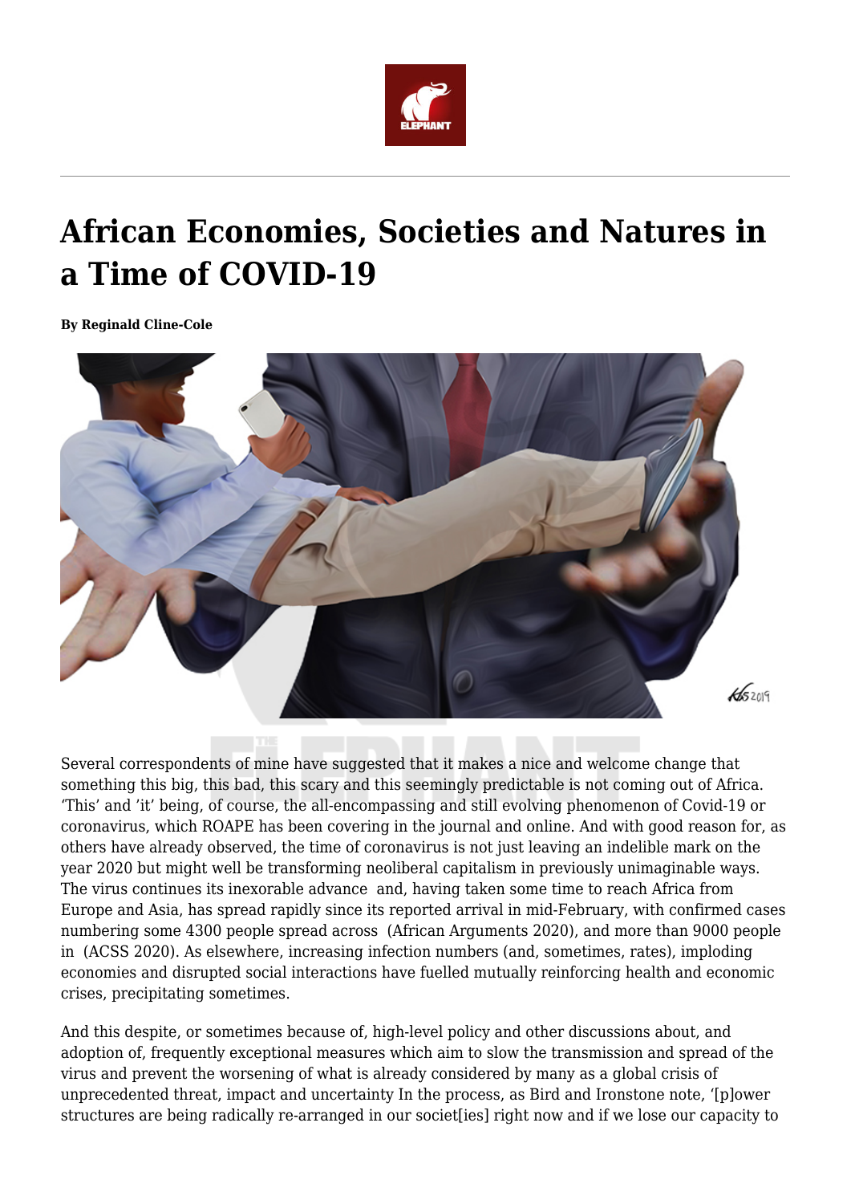# African Economies, Societies and Natures in a Time of COVID-19

**By Reginald Cline-Cole**

Several correspondents of mine have suggested that it makes a nice and welcome change that something this big, this bad, this scary and this seemingly predictable is not coming out of Africa. 'This' and 'it' being, of course, the all-encompassing and still evolving phenomenon of Covid-19 or coronavirus, which ROAPE has been covering in the journal and online. And with good reason for, as others have already observed, the time of coronavirus is not just leaving an indelible mark on the year 2020 but might well be transforming neoliberal capitalism in previously unimaginable ways. The virus continues its inexorable advance and, having taken some time to reach Africa from Europe and Asia, has spread rapidly since its reported arrival in mid-February, with confirmed cases numbering some 4300 people spread across (African Arguments 2020), and more than 9000 people in (ACSS 2020). As elsewhere, increasing infection numbers (and, sometimes, rates), imploding economies and disrupted social interactions have fuelled mutually reinforcing health and economic crises, precipitating sometimes.

And this despite, or sometimes because of, high-level policy and other discussions about, and adoption of, frequently exceptional measures which aim to slow the transmission and spread of the virus and prevent the worsening of what is already considered by many as a global crisis of unprecedented threat, impact and uncertainty In the process, as Bird and Ironstone note, '[p]ower structures are being radically re-arranged in our societ[ies] right now and if we lose our capacity to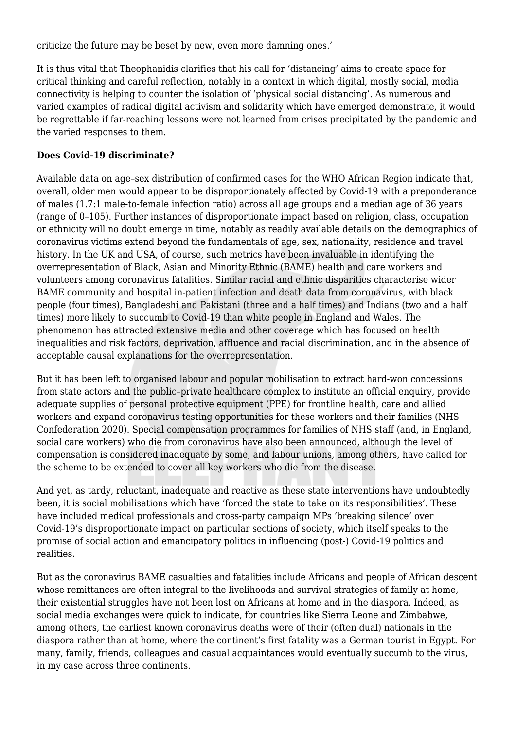criticize the future may be beset by new, even more damning ones.'

It is thus vital that Theophanidis clarifies that his call for 'distancing' aims to create space for critical thinking and careful reflection, notably in a context in which digital, mostly social, media connectivity is helping to counter the isolation of 'physical social distancing'. As numerous and varied examples of radical digital activism and solidarity which have emerged demonstrate, it would be regrettable if far-reaching lessons were not learned from crises precipitated by the pandemic and the varied responses to them.

**Does Covid-19 discriminate?**

Available data on age–sex distribution of confirmed cases for the WHO African Region indicate that, overall, older men would appear to be disproportionately affected by Covid-19 with a preponderance of males (1.7:1 male-to-female infection ratio) across all age groups and a median age of 36 years (range of 0–105). Further instances of disproportionate impact based on religion, class, occupation or ethnicity will no doubt emerge in time, notably as readily available details on the demographics of coronavirus victims extend beyond the fundamentals of age, sex, nationality, residence and travel history. In the UK and USA, of course, such metrics have been invaluable in identifying the overrepresentation of Black, Asian and Minority Ethnic (BAME) health and care workers and volunteers among coronavirus fatalities. Similar racial and ethnic disparities characterise wider BAME community and hospital in-patient infection and death data from coronavirus, with black people (four times), Bangladeshi and Pakistani (three and a half times) and Indians (two and a half times) more likely to succumb to Covid-19 than white people in England and Wales. The phenomenon has attracted extensive media and other coverage which has focused on health inequalities and risk factors, deprivation, affluence and racial discrimination, and in the absence of acceptable causal explanations for the overrepresentation.

But it has been left to organised labour and popular mobilisation to extract hard-won concessions from state actors and the public–private healthcare complex to institute an official enquiry, provide adequate supplies of personal protective equipment (PPE) for frontline health, care and allied workers and expand coronavirus testing opportunities for these workers and their families (NHS Confederation 2020). Special compensation programmes for families of NHS staff (and, in England, social care workers) who die from coronavirus have also been announced, although the level of compensation is considered inadequate by some, and labour unions, among others, have called for the scheme to be extended to cover all key workers who die from the disease.

And yet, as tardy, reluctant, inadequate and reactive as these state interventions have undoubtedly been, it is social mobilisations which have 'forced the state to take on its responsibilities'. These have included medical professionals and cross-party campaign MPs 'breaking silence' over Covid-19's disproportionate impact on particular sections of society, which itself speaks to the promise of social action and emancipatory politics in influencing (post-) Covid-19 politics and realities.

But as the coronavirus BAME casualties and fatalities include Africans and people of African descent whose remittances are often integral to the livelihoods and survival strategies of family at home, their existential struggles have not been lost on Africans at home and in the diaspora. Indeed, as social media exchanges were quick to indicate, for countries like Sierra Leone and Zimbabwe, among others, the earliest known coronavirus deaths were of their (often dual) nationals in the diaspora rather than at home, where the continent's first fatality was a German tourist in Egypt. For many, family, friends, colleagues and casual acquaintances would eventually succumb to the virus, in my case across three continents.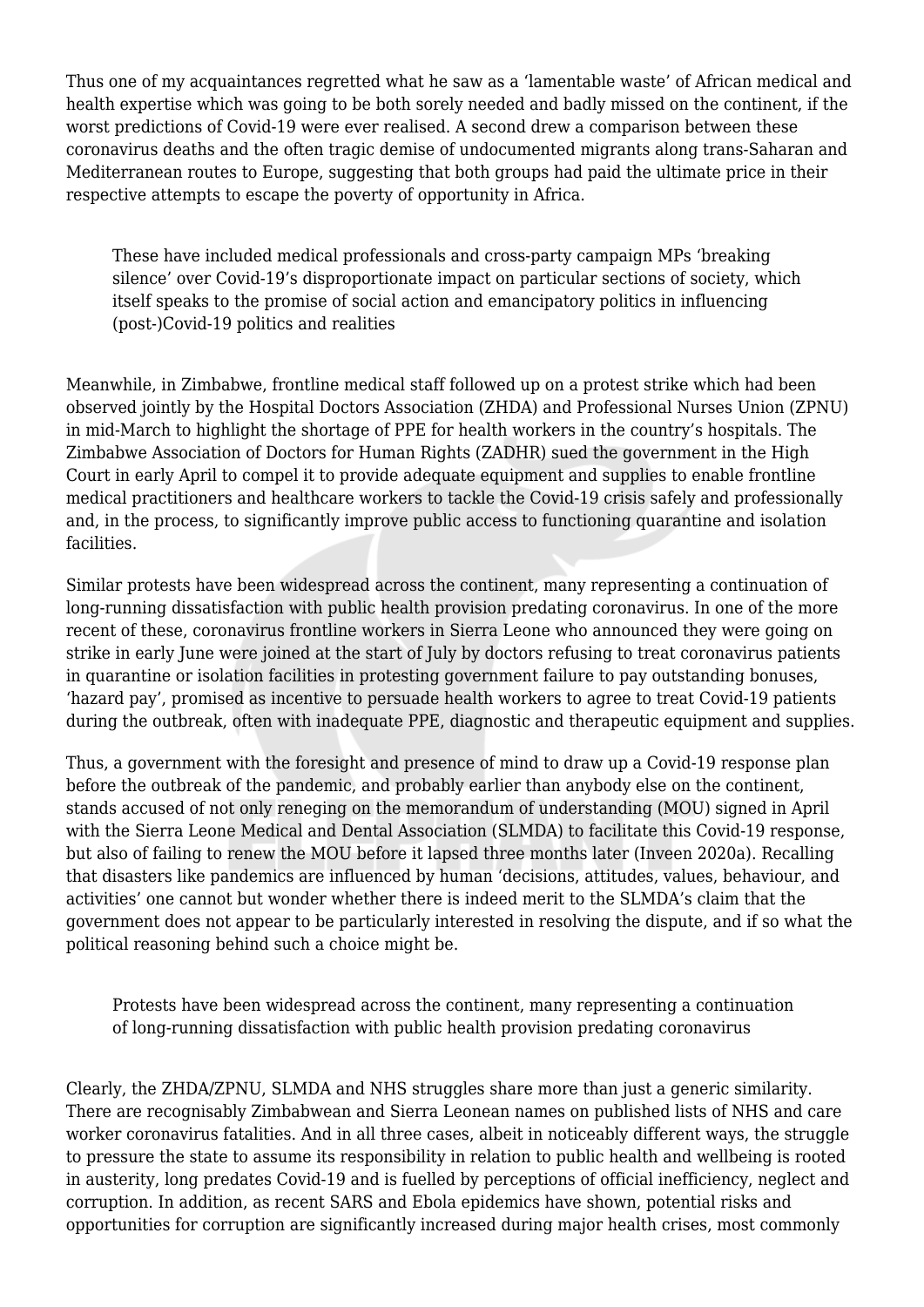Thus one of my acquaintances regretted what he saw as a 'lamentable waste' of African medical and health expertise which was going to be both sorely needed and badly missed on the continent, if the worst predictions of Covid-19 were ever realised. A second drew a comparison between these coronavirus deaths and the often tragic demise of undocumented migrants along trans-Saharan and Mediterranean routes to Europe, suggesting that both groups had paid the ultimate price in their respective attempts to escape the poverty of opportunity in Africa.

> These have included medical professionals and cross-party campaign MPs 'breaking silence' over Covid-19's disproportionate impact on particular sections of society, which itself speaks to the promise of social action and emancipatory politics in influencing (post-)Covid-19 politics and realities

Meanwhile, in Zimbabwe, frontline medical staff followed up on a protest strike which had been observed jointly by the Hospital Doctors Association (ZHDA) and Professional Nurses Union (ZPNU) in mid-March to highlight the shortage of PPE for health workers in the country's hospitals. The Zimbabwe Association of Doctors for Human Rights (ZADHR) sued the government in the High Court in early April to compel it to provide adequate equipment and supplies to enable frontline medical practitioners and healthcare workers to tackle the Covid-19 crisis safely and professionally and, in the process, to significantly improve public access to functioning quarantine and isolation facilities.

Similar protests have been widespread across the continent, many representing a continuation of long-running dissatisfaction with public health provision predating coronavirus. In one of the more recent of these, coronavirus frontline workers in Sierra Leone who announced they were going on strike in early June were joined at the start of July by doctors refusing to treat coronavirus patients in quarantine or isolation facilities in protesting government failure to pay outstanding bonuses, 'hazard pay', promised as incentive to persuade health workers to agree to treat Covid-19 patients during the outbreak, often with inadequate PPE, diagnostic and therapeutic equipment and supplies.

Thus, a government with the foresight and presence of mind to draw up a Covid-19 response plan before the outbreak of the pandemic, and probably earlier than anybody else on the continent, stands accused of not only reneging on the memorandum of understanding (MOU) signed in April with the Sierra Leone Medical and Dental Association (SLMDA) to facilitate this Covid-19 response, but also of failing to renew the MOU before it lapsed three months later (Inveen 2020a). Recalling that disasters like pandemics are influenced by human 'decisions, attitudes, values, behaviour, and activities' one cannot but wonder whether there is indeed merit to the SLMDA's claim that the government does not appear to be particularly interested in resolving the dispute, and if so what the political reasoning behind such a choice might be.

> Protests have been widespread across the continent, many representing a continuation of long-running dissatisfaction with public health provision predating coronavirus

Clearly, the ZHDA/ZPNU, SLMDA and NHS struggles share more than just a generic similarity. There are recognisably Zimbabwean and Sierra Leonean names on published lists of NHS and care worker coronavirus fatalities. And in all three cases, albeit in noticeably different ways, the struggle to pressure the state to assume its responsibility in relation to public health and wellbeing is rooted in austerity, long predates Covid-19 and is fuelled by perceptions of official inefficiency, neglect and corruption. In addition, as recent SARS and Ebola epidemics have shown, potential risks and opportunities for corruption are significantly increased during major health crises, most commonly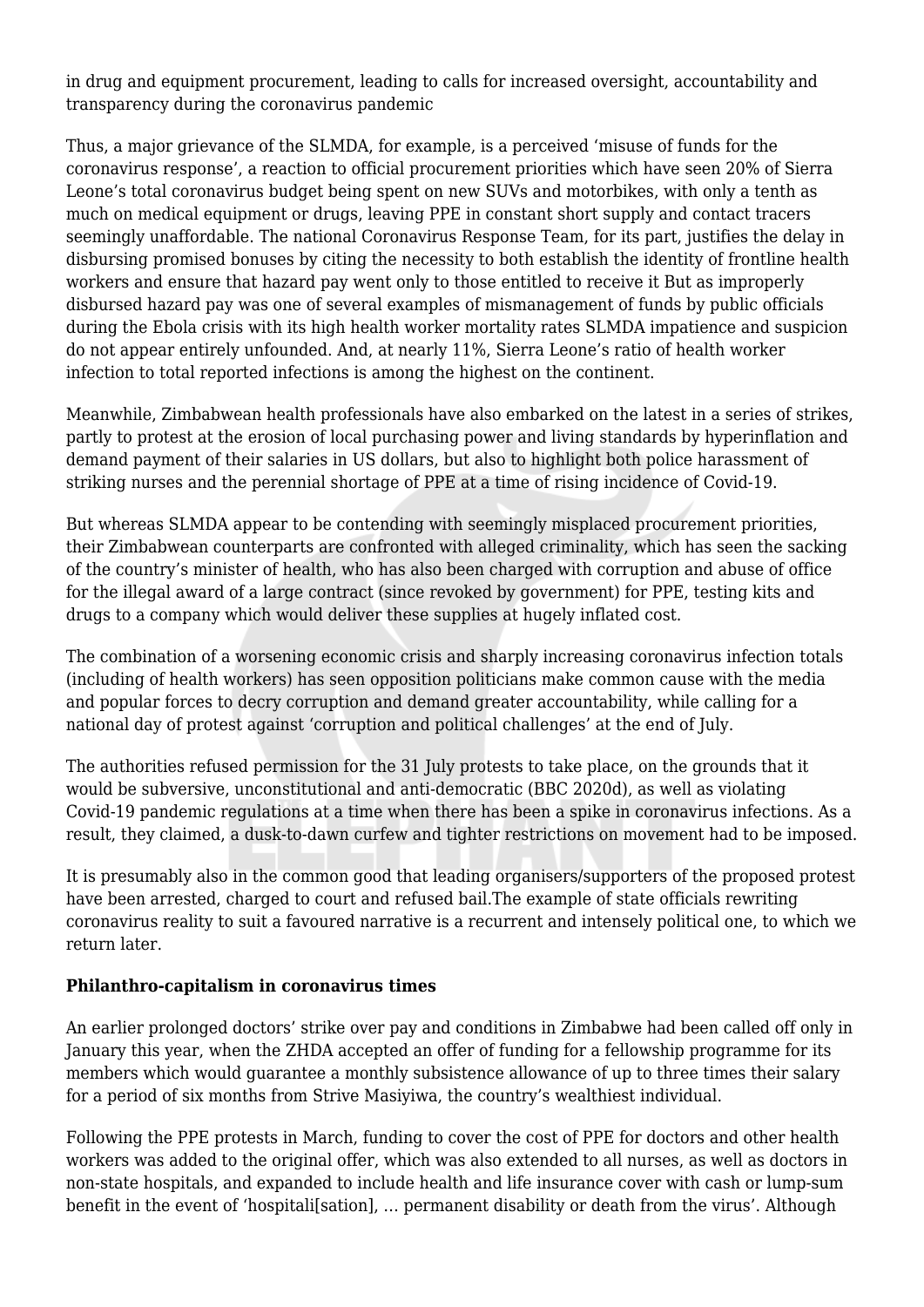in drug and equipment procurement, leading to calls for increased oversight, accountability and transparency during the coronavirus pandemic

Thus, a major grievance of the SLMDA, for example, is a perceived 'misuse of funds for the coronavirus response', a reaction to official procurement priorities which have seen 20% of Sierra Leone's total coronavirus budget being spent on new SUVs and motorbikes, with only a tenth as much on medical equipment or drugs, leaving PPE in constant short supply and contact tracers seemingly unaffordable. The national Coronavirus Response Team, for its part, justifies the delay in disbursing promised bonuses by citing the necessity to both establish the identity of frontline health workers and ensure that hazard pay went only to those entitled to receive it But as improperly disbursed hazard pay was one of several examples of mismanagement of funds by public officials during the Ebola crisis with its high health worker mortality rates SLMDA impatience and suspicion do not appear entirely unfounded. And, at nearly 11%, Sierra Leone's ratio of health worker infection to total reported infections is among the highest on the continent.

Meanwhile, Zimbabwean health professionals have also embarked on the latest in a series of strikes, partly to protest at the erosion of local purchasing power and living standards by hyperinflation and demand payment of their salaries in US dollars, but also to highlight both police harassment of striking nurses and the perennial shortage of PPE at a time of rising incidence of Covid-19.

But whereas SLMDA appear to be contending with seemingly misplaced procurement priorities, their Zimbabwean counterparts are confronted with alleged criminality, which has seen the sacking of the country's minister of health, who has also been charged with corruption and abuse of office for the illegal award of a large contract (since revoked by government) for PPE, testing kits and drugs to a company which would deliver these supplies at hugely inflated cost.

The combination of a worsening economic crisis and sharply increasing coronavirus infection totals (including of health workers) has seen opposition politicians make common cause with the media and popular forces to decry corruption and demand greater accountability, while calling for a national day of protest against 'corruption and political challenges' at the end of July.

The authorities refused permission for the 31 July protests to take place, on the grounds that it would be subversive, unconstitutional and anti-democratic (BBC 2020d), as well as violating Covid-19 pandemic regulations at a time when there has been a spike in coronavirus infections. As a result, they claimed, a dusk-to-dawn curfew and tighter restrictions on movement had to be imposed.

It is presumably also in the common good that leading organisers/supporters of the proposed protest have been arrested, charged to court and refused bail.The example of state officials rewriting coronavirus reality to suit a favoured narrative is a recurrent and intensely political one, to which we return later.

**Philanthro-capitalism in coronavirus times**

An earlier prolonged doctors' strike over pay and conditions in Zimbabwe had been called off only in January this year, when the ZHDA accepted an offer of funding for a fellowship programme for its members which would guarantee a monthly subsistence allowance of up to three times their salary for a period of six months from Strive Masiyiwa, the country's wealthiest individual.

Following the PPE protests in March, funding to cover the cost of PPE for doctors and other health workers was added to the original offer, which was also extended to all nurses, as well as doctors in non-state hospitals, and expanded to include health and life insurance cover with cash or lump-sum benefit in the event of 'hospitali[sation], … permanent disability or death from the virus'. Although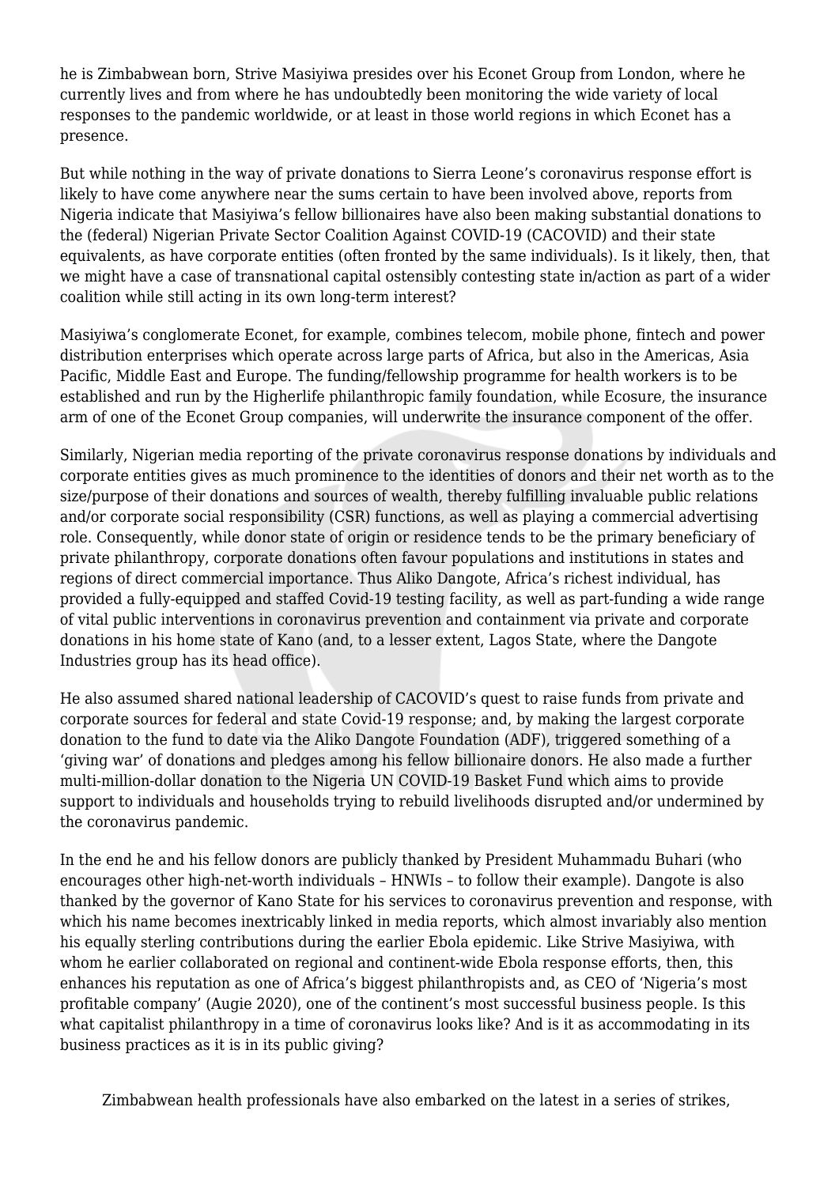he is Zimbabwean born, Strive Masiyiwa presides over his Econet Group from London, where he currently lives and from where he has undoubtedly been monitoring the wide variety of local responses to the pandemic worldwide, or at least in those world regions in which Econet has a presence.

But while nothing in the way of private donations to Sierra Leone's coronavirus response effort is likely to have come anywhere near the sums certain to have been involved above, reports from Nigeria indicate that Masiyiwa's fellow billionaires have also been making substantial donations to the (federal) Nigerian Private Sector Coalition Against COVID-19 (CACOVID) and their state equivalents, as have corporate entities (often fronted by the same individuals). Is it likely, then, that we might have a case of transnational capital ostensibly contesting state in/action as part of a wider coalition while still acting in its own long-term interest?

Masiyiwa's conglomerate Econet, for example, combines telecom, mobile phone, fintech and power distribution enterprises which operate across large parts of Africa, but also in the Americas, Asia Pacific, Middle East and Europe. The funding/fellowship programme for health workers is to be established and run by the Higherlife philanthropic family foundation, while Ecosure, the insurance arm of one of the Econet Group companies, will underwrite the insurance component of the offer.

Similarly, Nigerian media reporting of the private coronavirus response donations by individuals and corporate entities gives as much prominence to the identities of donors and their net worth as to the size/purpose of their donations and sources of wealth, thereby fulfilling invaluable public relations and/or corporate social responsibility (CSR) functions, as well as playing a commercial advertising role. Consequently, while donor state of origin or residence tends to be the primary beneficiary of private philanthropy, corporate donations often favour populations and institutions in states and regions of direct commercial importance. Thus Aliko Dangote, Africa's richest individual, has provided a fully-equipped and staffed Covid-19 testing facility, as well as part-funding a wide range of vital public interventions in coronavirus prevention and containment via private and corporate donations in his home state of Kano (and, to a lesser extent, Lagos State, where the Dangote Industries group has its head office).

He also assumed shared national leadership of CACOVID's quest to raise funds from private and corporate sources for federal and state Covid-19 response; and, by making the largest corporate donation to the fund to date via the Aliko Dangote Foundation (ADF), triggered something of a 'giving war' of donations and pledges among his fellow billionaire donors. He also made a further multi-million-dollar donation to the Nigeria UN COVID-19 Basket Fund which aims to provide support to individuals and households trying to rebuild livelihoods disrupted and/or undermined by the coronavirus pandemic.

In the end he and his fellow donors are publicly thanked by President Muhammadu Buhari (who encourages other high-net-worth individuals – HNWIs – to follow their example). Dangote is also thanked by the governor of Kano State for his services to coronavirus prevention and response, with which his name becomes inextricably linked in media reports, which almost invariably also mention his equally sterling contributions during the earlier Ebola epidemic. Like Strive Masiyiwa, with whom he earlier collaborated on regional and continent-wide Ebola response efforts, then, this enhances his reputation as one of Africa's biggest philanthropists and, as CEO of 'Nigeria's most profitable company' (Augie 2020), one of the continent's most successful business people. Is this what capitalist philanthropy in a time of coronavirus looks like? And is it as accommodating in its business practices as it is in its public giving?

Zimbabwean health professionals have also embarked on the latest in a series of strikes,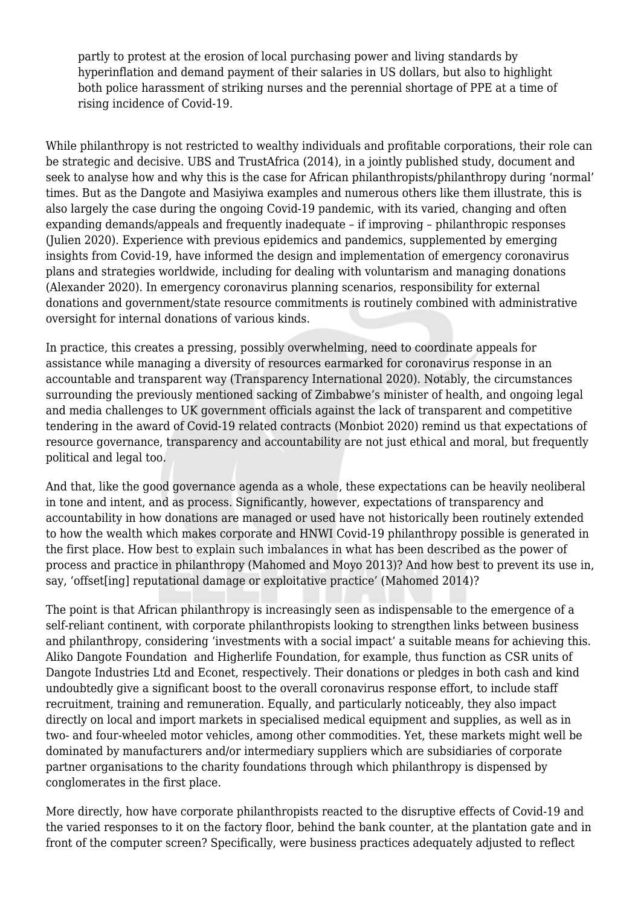partly to protest at the erosion of local purchasing power and living standards by hyperinflation and demand payment of their salaries in US dollars, but also to highlight both police harassment of striking nurses and the perennial shortage of PPE at a time of rising incidence of Covid-19.

While philanthropy is not restricted to wealthy individuals and profitable corporations, their role can be strategic and decisive. UBS and TrustAfrica (2014), in a jointly published study, document and seek to analyse how and why this is the case for African philanthropists/philanthropy during 'normal' times. But as the Dangote and Masiyiwa examples and numerous others like them illustrate, this is also largely the case during the ongoing Covid-19 pandemic, with its varied, changing and often expanding demands/appeals and frequently inadequate – if improving – philanthropic responses (Julien 2020). Experience with previous epidemics and pandemics, supplemented by emerging insights from Covid-19, have informed the design and implementation of emergency coronavirus plans and strategies worldwide, including for dealing with voluntarism and managing donations (Alexander 2020). In emergency coronavirus planning scenarios, responsibility for external donations and government/state resource commitments is routinely combined with administrative oversight for internal donations of various kinds.

In practice, this creates a pressing, possibly overwhelming, need to coordinate appeals for assistance while managing a diversity of resources earmarked for coronavirus response in an accountable and transparent way (Transparency International 2020). Notably, the circumstances surrounding the previously mentioned sacking of Zimbabwe's minister of health, and ongoing legal and media challenges to UK government officials against the lack of transparent and competitive tendering in the award of Covid-19 related contracts (Monbiot 2020) remind us that expectations of resource governance, transparency and accountability are not just ethical and moral, but frequently political and legal too.

And that, like the good governance agenda as a whole, these expectations can be heavily neoliberal in tone and intent, and as process. Significantly, however, expectations of transparency and accountability in how donations are managed or used have not historically been routinely extended to how the wealth which makes corporate and HNWI Covid-19 philanthropy possible is generated in the first place. How best to explain such imbalances in what has been described as the power of process and practice in philanthropy (Mahomed and Moyo 2013)? And how best to prevent its use in, say, 'offset[ing] reputational damage or exploitative practice' (Mahomed 2014)?

The point is that African philanthropy is increasingly seen as indispensable to the emergence of a self-reliant continent, with corporate philanthropists looking to strengthen links between business and philanthropy, considering 'investments with a social impact' a suitable means for achieving this. Aliko Dangote Foundation and Higherlife Foundation, for example, thus function as CSR units of Dangote Industries Ltd and Econet, respectively. Their donations or pledges in both cash and kind undoubtedly give a significant boost to the overall coronavirus response effort, to include staff recruitment, training and remuneration. Equally, and particularly noticeably, they also impact directly on local and import markets in specialised medical equipment and supplies, as well as in two- and four-wheeled motor vehicles, among other commodities. Yet, these markets might well be dominated by manufacturers and/or intermediary suppliers which are subsidiaries of corporate partner organisations to the charity foundations through which philanthropy is dispensed by conglomerates in the first place.

More directly, how have corporate philanthropists reacted to the disruptive effects of Covid-19 and the varied responses to it on the factory floor, behind the bank counter, at the plantation gate and in front of the computer screen? Specifically, were business practices adequately adjusted to reflect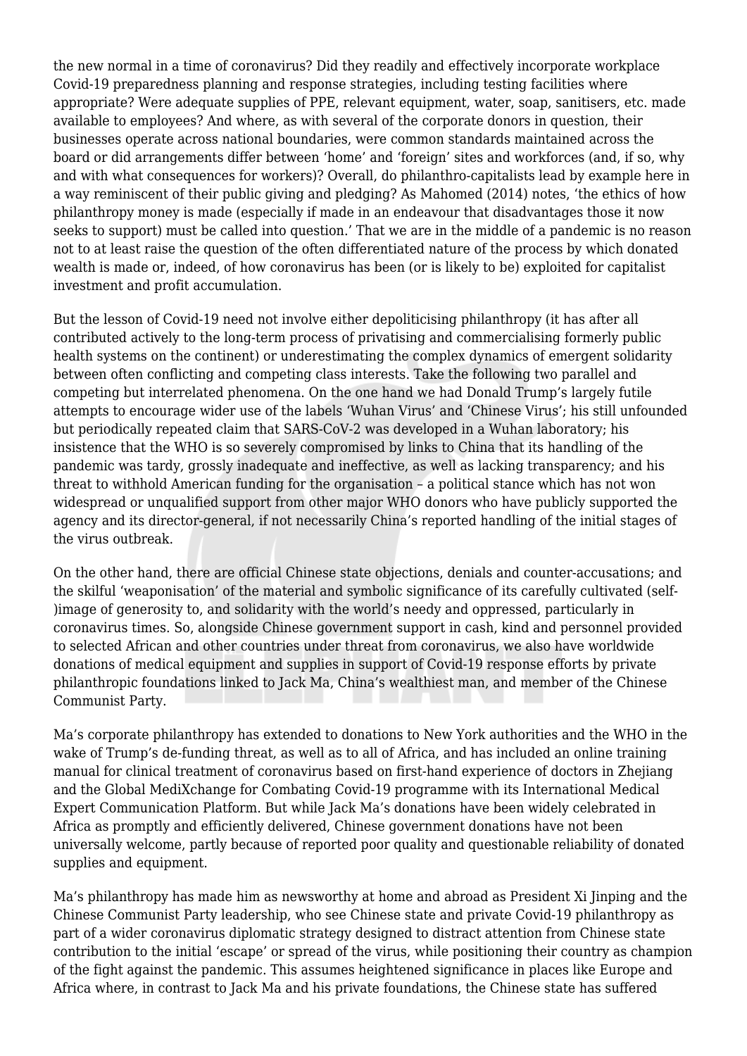the new normal in a time of coronavirus? Did they readily and effectively incorporate workplace Covid-19 preparedness planning and response strategies, including testing facilities where appropriate? Were adequate supplies of PPE, relevant equipment, water, soap, sanitisers, etc. made available to employees? And where, as with several of the corporate donors in question, their businesses operate across national boundaries, were common standards maintained across the board or did arrangements differ between 'home' and 'foreign' sites and workforces (and, if so, why and with what consequences for workers)? Overall, do philanthro-capitalists lead by example here in a way reminiscent of their public giving and pledging? As Mahomed (2014) notes, 'the ethics of how philanthropy money is made (especially if made in an endeavour that disadvantages those it now seeks to support) must be called into question.' That we are in the middle of a pandemic is no reason not to at least raise the question of the often differentiated nature of the process by which donated wealth is made or, indeed, of how coronavirus has been (or is likely to be) exploited for capitalist investment and profit accumulation.

But the lesson of Covid-19 need not involve either depoliticising philanthropy (it has after all contributed actively to the long-term process of privatising and commercialising formerly public health systems on the continent) or underestimating the complex dynamics of emergent solidarity between often conflicting and competing class interests. Take the following two parallel and competing but interrelated phenomena. On the one hand we had Donald Trump's largely futile attempts to encourage wider use of the labels 'Wuhan Virus' and 'Chinese Virus'; his still unfounded but periodically repeated claim that SARS-CoV-2 was developed in a Wuhan laboratory; his insistence that the WHO is so severely compromised by links to China that its handling of the pandemic was tardy, grossly inadequate and ineffective, as well as lacking transparency; and his threat to withhold American funding for the organisation – a political stance which has not won widespread or unqualified support from other major WHO donors who have publicly supported the agency and its director-general, if not necessarily China's reported handling of the initial stages of the virus outbreak.

On the other hand, there are official Chinese state objections, denials and counter-accusations; and the skilful 'weaponisation' of the material and symbolic significance of its carefully cultivated (self-)image of generosity to, and solidarity with the world's needy and oppressed, particularly in coronavirus times. So, alongside Chinese government support in cash, kind and personnel provided to selected African and other countries under threat from coronavirus, we also have worldwide donations of medical equipment and supplies in support of Covid-19 response efforts by private philanthropic foundations linked to Jack Ma, China's wealthiest man, and member of the Chinese Communist Party.

Ma's corporate philanthropy has extended to donations to New York authorities and the WHO in the wake of Trump's de-funding threat, as well as to all of Africa, and has included an online training manual for clinical treatment of coronavirus based on first-hand experience of doctors in Zhejiang and the Global MediXchange for Combating Covid-19 programme with its International Medical Expert Communication Platform. But while Jack Ma's donations have been widely celebrated in Africa as promptly and efficiently delivered, Chinese government donations have not been universally welcome, partly because of reported poor quality and questionable reliability of donated supplies and equipment.

Ma's philanthropy has made him as newsworthy at home and abroad as President Xi Jinping and the Chinese Communist Party leadership, who see Chinese state and private Covid-19 philanthropy as part of a wider coronavirus diplomatic strategy designed to distract attention from Chinese state contribution to the initial 'escape' or spread of the virus, while positioning their country as champion of the fight against the pandemic. This assumes heightened significance in places like Europe and Africa where, in contrast to Jack Ma and his private foundations, the Chinese state has suffered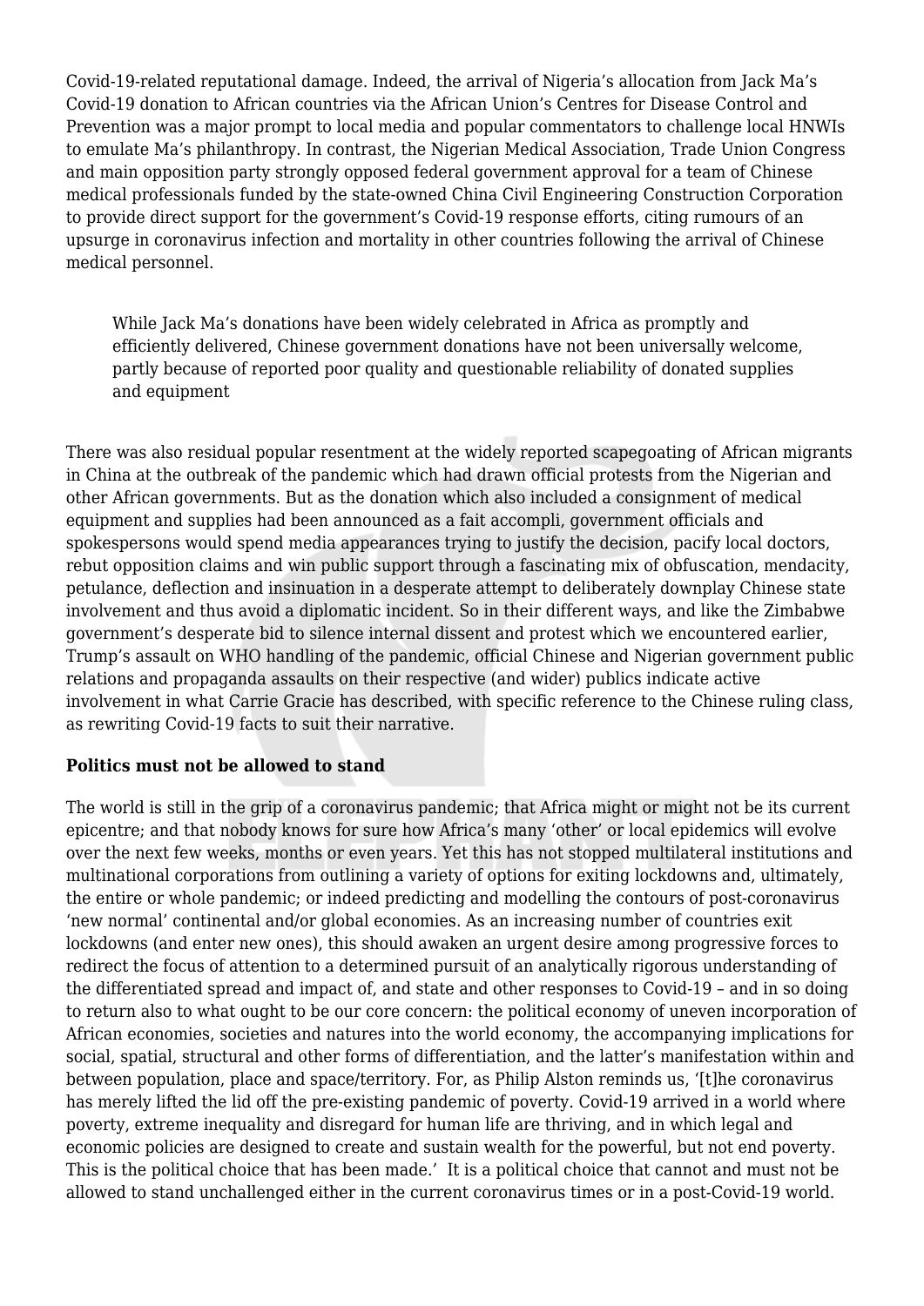Covid-19-related reputational damage. Indeed, the arrival of Nigeria's allocation from Jack Ma's Covid-19 donation to African countries via the African Union's Centres for Disease Control and Prevention was a major prompt to local media and popular commentators to challenge local HNWIs to emulate Ma's philanthropy. In contrast, the Nigerian Medical Association, Trade Union Congress and main opposition party strongly opposed federal government approval for a team of Chinese medical professionals funded by the state-owned China Civil Engineering Construction Corporation to provide direct support for the government's Covid-19 response efforts, citing rumours of an upsurge in coronavirus infection and mortality in other countries following the arrival of Chinese medical personnel.

> While Jack Ma's donations have been widely celebrated in Africa as promptly and efficiently delivered, Chinese government donations have not been universally welcome, partly because of reported poor quality and questionable reliability of donated supplies and equipment

There was also residual popular resentment at the widely reported scapegoating of African migrants in China at the outbreak of the pandemic which had drawn official protests from the Nigerian and other African governments. But as the donation which also included a consignment of medical equipment and supplies had been announced as a fait accompli, government officials and spokespersons would spend media appearances trying to justify the decision, pacify local doctors, rebut opposition claims and win public support through a fascinating mix of obfuscation, mendacity, petulance, deflection and insinuation in a desperate attempt to deliberately downplay Chinese state involvement and thus avoid a diplomatic incident. So in their different ways, and like the Zimbabwe government's desperate bid to silence internal dissent and protest which we encountered earlier, Trump's assault on WHO handling of the pandemic, official Chinese and Nigerian government public relations and propaganda assaults on their respective (and wider) publics indicate active involvement in what Carrie Gracie has described, with specific reference to the Chinese ruling class, as rewriting Covid-19 facts to suit their narrative.

**Politics must not be allowed to stand**

The world is still in the grip of a coronavirus pandemic; that Africa might or might not be its current epicentre; and that nobody knows for sure how Africa's many 'other' or local epidemics will evolve over the next few weeks, months or even years. Yet this has not stopped multilateral institutions and multinational corporations from outlining a variety of options for exiting lockdowns and, ultimately, the entire or whole pandemic; or indeed predicting and modelling the contours of post-coronavirus 'new normal' continental and/or global economies. As an increasing number of countries exit lockdowns (and enter new ones), this should awaken an urgent desire among progressive forces to redirect the focus of attention to a determined pursuit of an analytically rigorous understanding of the differentiated spread and impact of, and state and other responses to Covid-19 – and in so doing to return also to what ought to be our core concern: the political economy of uneven incorporation of African economies, societies and natures into the world economy, the accompanying implications for social, spatial, structural and other forms of differentiation, and the latter's manifestation within and between population, place and space/territory. For, as Philip Alston reminds us, '[t]he coronavirus has merely lifted the lid off the pre-existing pandemic of poverty. Covid-19 arrived in a world where poverty, extreme inequality and disregard for human life are thriving, and in which legal and economic policies are designed to create and sustain wealth for the powerful, but not end poverty. This is the political choice that has been made.' It is a political choice that cannot and must not be allowed to stand unchallenged either in the current coronavirus times or in a post-Covid-19 world.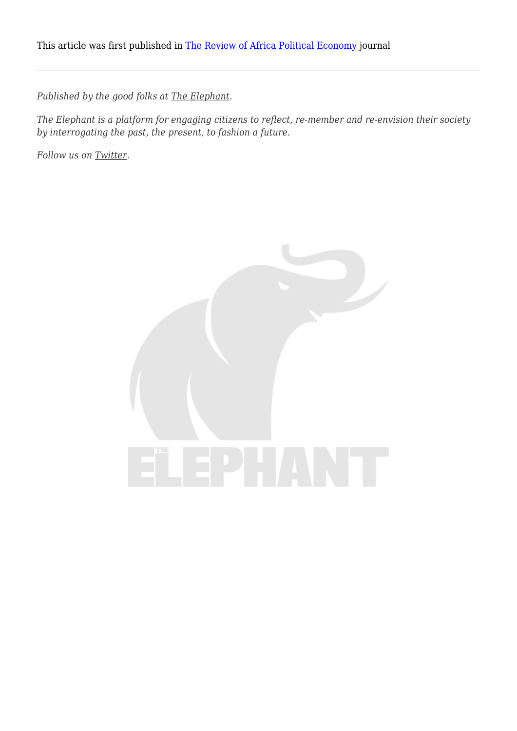This article was first published in [The Review of Africa Political Economy](https://roape.net/) journal

---

*Published by the good folks at [The Elephant](https://www.theelephant.info/).*

*The Elephant is a platform for engaging citizens to reflect, re-member and re-envision their society by interrogating the past, the present, to fashion a future.*

*Follow us on [Twitter](https://twitter.com/TheElephantInfo).*